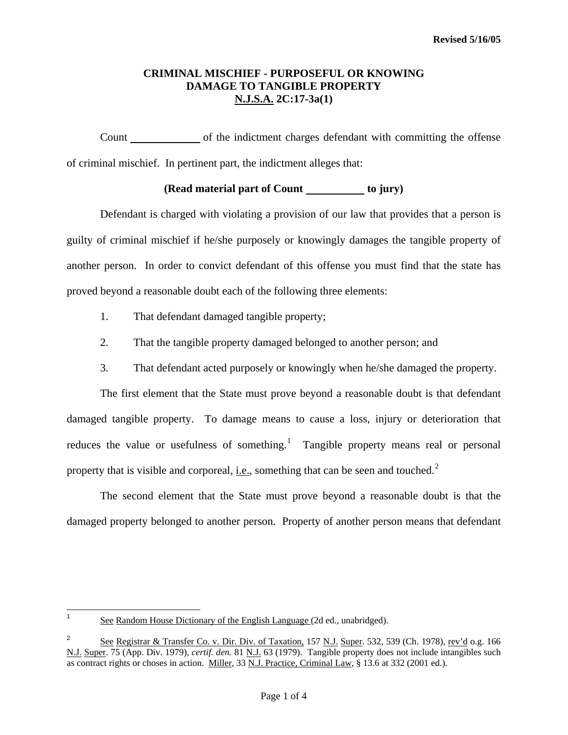Revised 5/16/05

# CRIMINAL MISCHIEF - PURPOSEFUL OR KNOWING DAMAGE TO TANGIBLE PROPERTY N.J.S.A. 2C:17-3a(1)

Count \_\_\_\_\_\_\_\_\_\_\_\_ of the indictment charges defendant with committing the offense of criminal mischief. In pertinent part, the indictment alleges that:

**(Read material part of Count \_\_\_\_\_\_\_\_\_\_ to jury)**

Defendant is charged with violating a provision of our law that provides that a person is guilty of criminal mischief if he/she purposely or knowingly damages the tangible property of another person. In order to convict defendant of this offense you must find that the state has proved beyond a reasonable doubt each of the following three elements:

1. That defendant damaged tangible property;
2. That the tangible property damaged belonged to another person; and
3. That defendant acted purposely or knowingly when he/she damaged the property.

The first element that the State must prove beyond a reasonable doubt is that defendant damaged tangible property. To damage means to cause a loss, injury or deterioration that reduces the value or usefulness of something.[1] Tangible property means real or personal property that is visible and corporeal, i.e., something that can be seen and touched.[2]

The second element that the State must prove beyond a reasonable doubt is that the damaged property belonged to another person. Property of another person means that defendant

---

[1] See Random House Dictionary of the English Language (2d ed., unabridged).

[2] See Registrar & Transfer Co. v. Dir. Div. of Taxation, 157 N.J. Super. 532, 539 (Ch. 1978), rev'd o.g. 166 N.J. Super. 75 (App. Div. 1979), *certif. den.* 81 N.J. 63 (1979). Tangible property does not include intangibles such as contract rights or choses in action. Miller, 33 N.J. Practice, Criminal Law, § 13.6 at 332 (2001 ed.).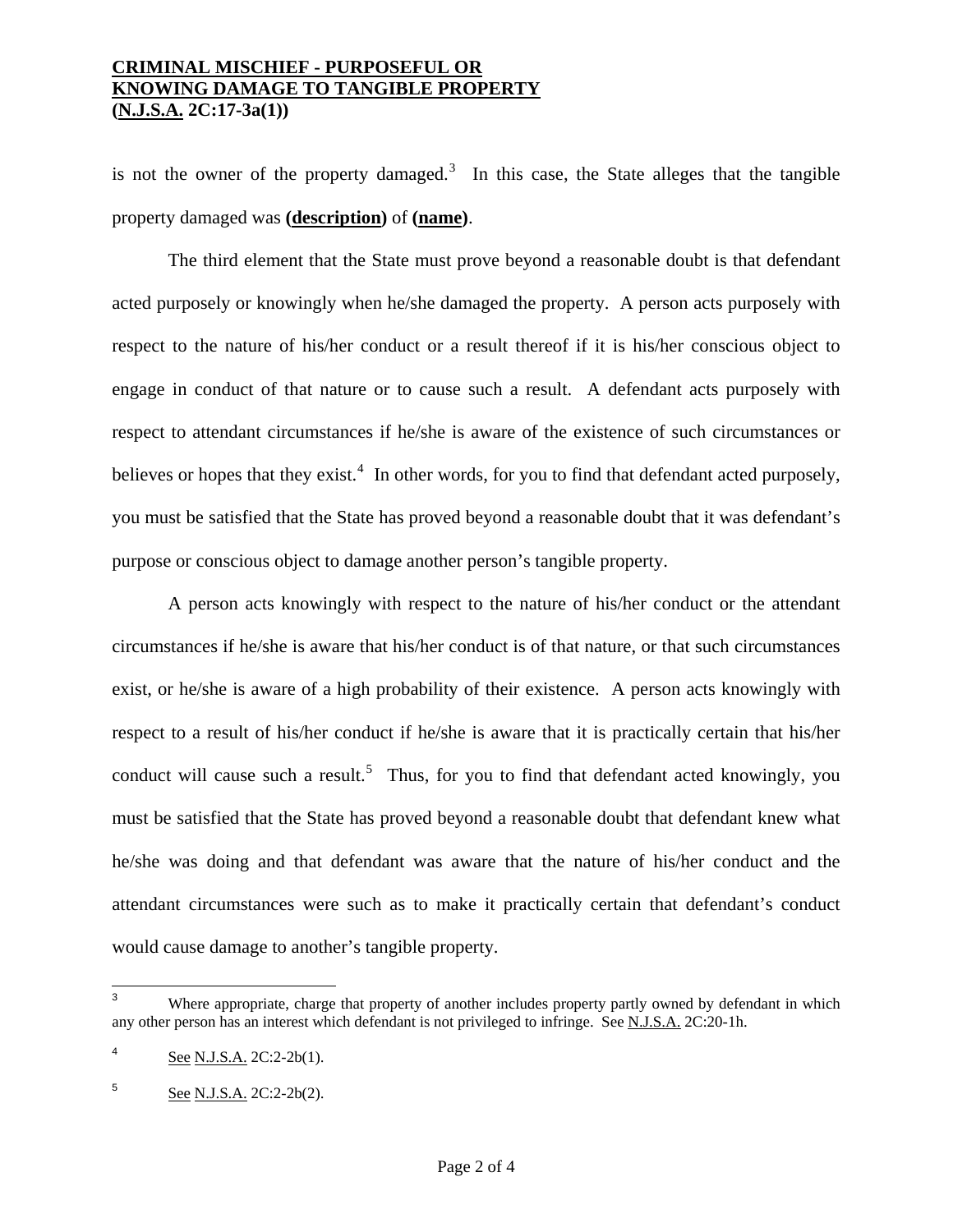is not the owner of the property damaged.[3] In this case, the State alleges that the tangible property damaged was **(description)** of **(name)**.

The third element that the State must prove beyond a reasonable doubt is that defendant acted purposely or knowingly when he/she damaged the property. A person acts purposely with respect to the nature of his/her conduct or a result thereof if it is his/her conscious object to engage in conduct of that nature or to cause such a result. A defendant acts purposely with respect to attendant circumstances if he/she is aware of the existence of such circumstances or believes or hopes that they exist.[4] In other words, for you to find that defendant acted purposely, you must be satisfied that the State has proved beyond a reasonable doubt that it was defendant's purpose or conscious object to damage another person's tangible property.

A person acts knowingly with respect to the nature of his/her conduct or the attendant circumstances if he/she is aware that his/her conduct is of that nature, or that such circumstances exist, or he/she is aware of a high probability of their existence. A person acts knowingly with respect to a result of his/her conduct if he/she is aware that it is practically certain that his/her conduct will cause such a result.[5] Thus, for you to find that defendant acted knowingly, you must be satisfied that the State has proved beyond a reasonable doubt that defendant knew what he/she was doing and that defendant was aware that the nature of his/her conduct and the attendant circumstances were such as to make it practically certain that defendant's conduct would cause damage to another's tangible property.

---

[3] Where appropriate, charge that property of another includes property partly owned by defendant in which any other person has an interest which defendant is not privileged to infringe. See N.J.S.A. 2C:20-1h.

[4] See N.J.S.A. 2C:2-2b(1).

[5] See N.J.S.A. 2C:2-2b(2).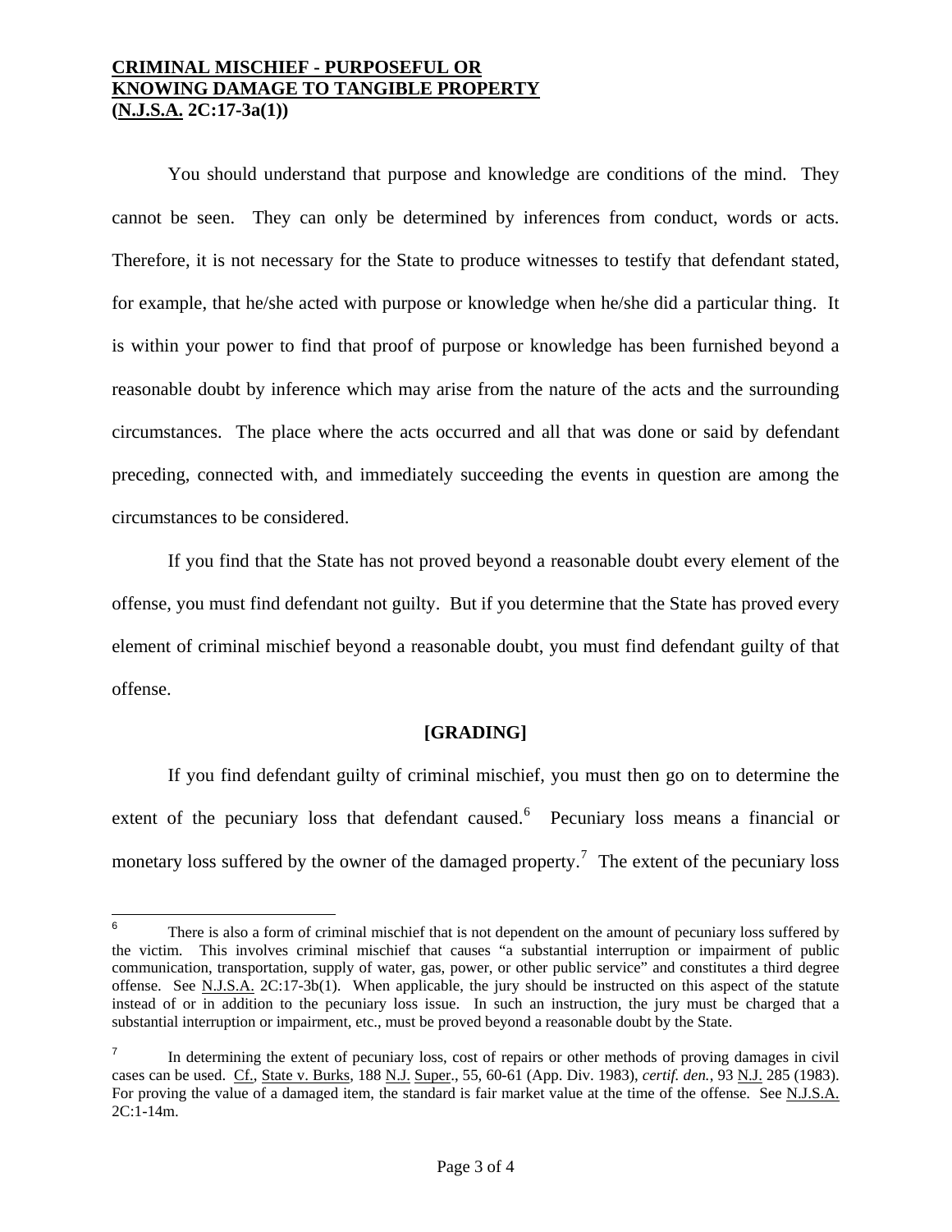**CRIMINAL MISCHIEF - PURPOSEFUL OR KNOWING DAMAGE TO TANGIBLE PROPERTY (N.J.S.A. 2C:17-3a(1))**

You should understand that purpose and knowledge are conditions of the mind. They cannot be seen. They can only be determined by inferences from conduct, words or acts. Therefore, it is not necessary for the State to produce witnesses to testify that defendant stated, for example, that he/she acted with purpose or knowledge when he/she did a particular thing. It is within your power to find that proof of purpose or knowledge has been furnished beyond a reasonable doubt by inference which may arise from the nature of the acts and the surrounding circumstances. The place where the acts occurred and all that was done or said by defendant preceding, connected with, and immediately succeeding the events in question are among the circumstances to be considered.

If you find that the State has not proved beyond a reasonable doubt every element of the offense, you must find defendant not guilty. But if you determine that the State has proved every element of criminal mischief beyond a reasonable doubt, you must find defendant guilty of that offense.

**[GRADING]**

If you find defendant guilty of criminal mischief, you must then go on to determine the extent of the pecuniary loss that defendant caused.[6] Pecuniary loss means a financial or monetary loss suffered by the owner of the damaged property.[7] The extent of the pecuniary loss

---

[6] There is also a form of criminal mischief that is not dependent on the amount of pecuniary loss suffered by the victim. This involves criminal mischief that causes "a substantial interruption or impairment of public communication, transportation, supply of water, gas, power, or other public service" and constitutes a third degree offense. See N.J.S.A. 2C:17-3b(1). When applicable, the jury should be instructed on this aspect of the statute instead of or in addition to the pecuniary loss issue. In such an instruction, the jury must be charged that a substantial interruption or impairment, etc., must be proved beyond a reasonable doubt by the State.

[7] In determining the extent of pecuniary loss, cost of repairs or other methods of proving damages in civil cases can be used. Cf., State v. Burks, 188 N.J. Super., 55, 60-61 (App. Div. 1983), *certif. den.*, 93 N.J. 285 (1983). For proving the value of a damaged item, the standard is fair market value at the time of the offense. See N.J.S.A. 2C:1-14m.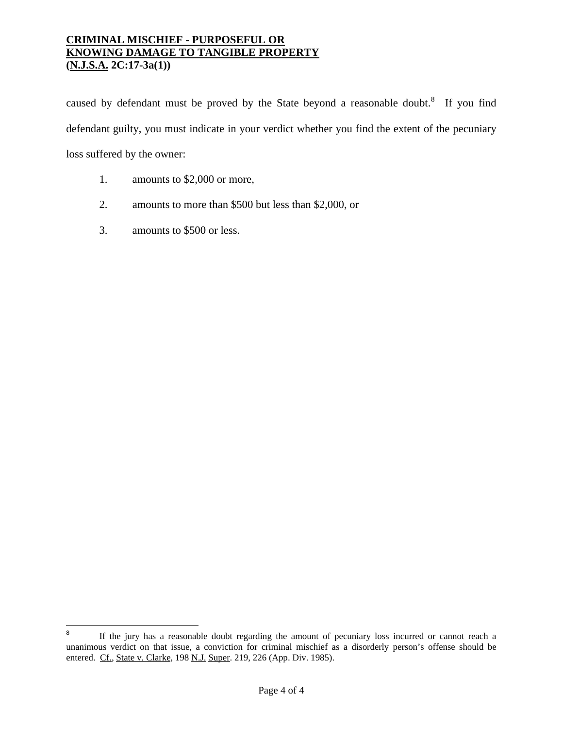caused by defendant must be proved by the State beyond a reasonable doubt.[8] If you find defendant guilty, you must indicate in your verdict whether you find the extent of the pecuniary loss suffered by the owner:

1. amounts to $2,000 or more,
2. amounts to more than $500 but less than $2,000, or
3. amounts to $500 or less.

---

[8] If the jury has a reasonable doubt regarding the amount of pecuniary loss incurred or cannot reach a unanimous verdict on that issue, a conviction for criminal mischief as a disorderly person's offense should be entered. Cf., State v. Clarke, 198 N.J. Super. 219, 226 (App. Div. 1985).